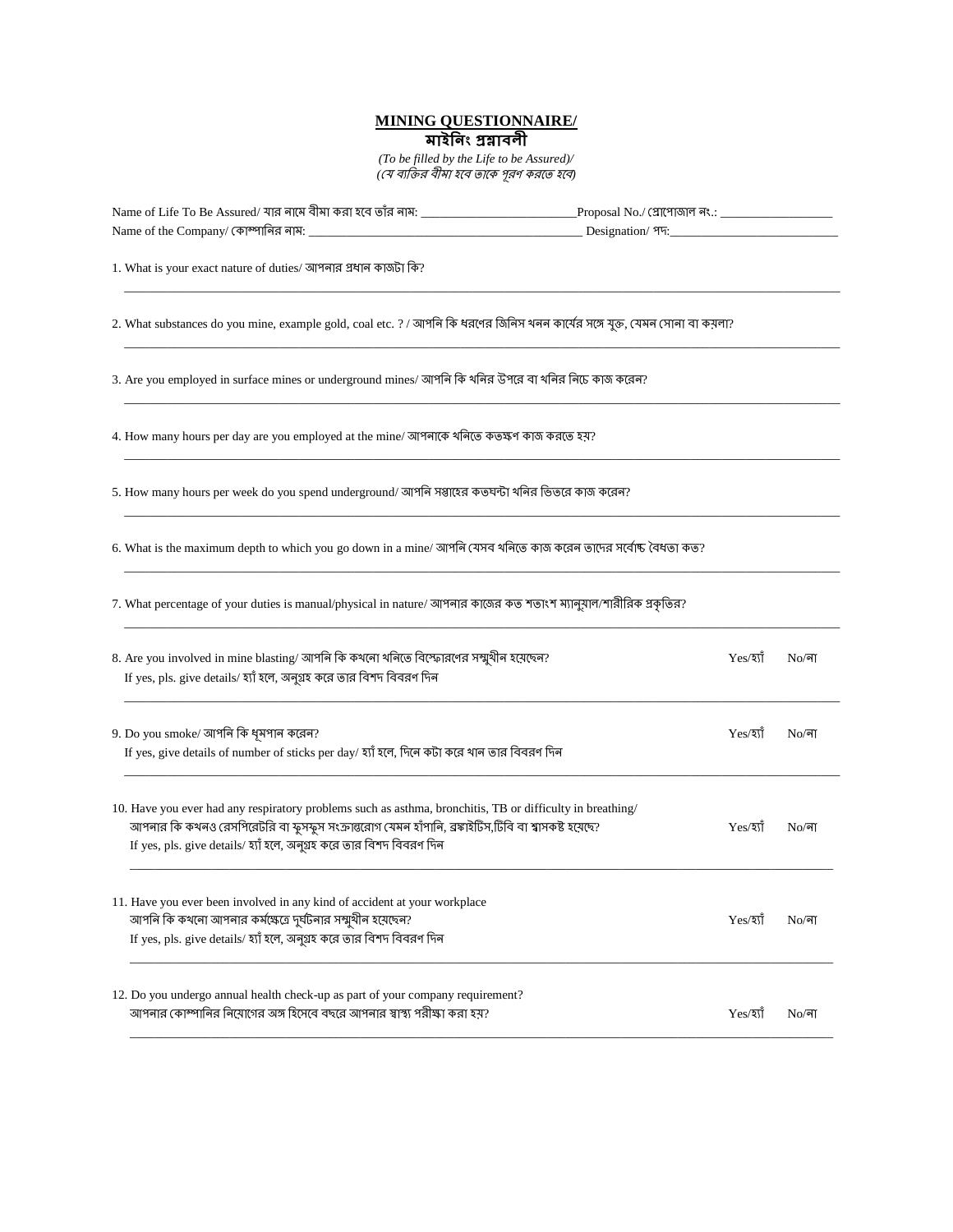# MINING QUESTIONNAIRE/
# মাইনিং প্রশ্নাবলী

*(To be filled by the Life to be Assured)/*
*(যে ব্যক্তির বীমা হবে তাকে পূরণ করতে হবে)*

Name of Life To Be Assured/ যার নামে বীমা করা হবে তাঁর নাম: _________________________ Proposal No./ প্রোপোজাল নং.: __________________

Name of the Company/ কোম্পানির নাম: ____________________________________________ Designation/ পদ: ___________________________

1. What is your exact nature of duties/ আপনার প্রধান কাজটা কি?

_______________________________________________________________________________

2. What substances do you mine, example gold, coal etc. ? / আপনি কি ধরণের জিনিস খনন কার্যের সঙ্গে যুক্ত, যেমন সোনা বা কয়লা?

_______________________________________________________________________________

3. Are you employed in surface mines or underground mines/ আপনি কি খনির উপরে বা খনির নিচে কাজ করেন?

_______________________________________________________________________________

4. How many hours per day are you employed at the mine/ আপনাকে খনিতে কতক্ষণ কাজ করতে হয়?

_______________________________________________________________________________

5. How many hours per week do you spend underground/ আপনি সপ্তাহের কতঘন্টা খনির ভিতরে কাজ করেন?

_______________________________________________________________________________

6. What is the maximum depth to which you go down in a mine/ আপনি যেসব খনিতে কাজ করেন তাদের সর্বোচ্চ বৈধতা কত?

_______________________________________________________________________________

7. What percentage of your duties is manual/physical in nature/ আপনার কাজের কত শতাংশ ম্যানুয়াল/শারীরিক প্রকৃতির?

_______________________________________________________________________________

8. Are you involved in mine blasting/ আপনি কি কখনো খনিতে বিস্ফোরণের সম্মুখীন হয়েছেন? Yes/হ্যাঁ No/না
   If yes, pls. give details/ হ্যাঁ হলে, অনুগ্রহ করে তার বিশদ বিবরণ দিন

_______________________________________________________________________________

9. Do you smoke/ আপনি কি ধূমপান করেন? Yes/হ্যাঁ No/না
   If yes, give details of number of sticks per day/ হ্যাঁ হলে, দিনে কটা করে খান তার বিবরণ দিন

_______________________________________________________________________________

10. Have you ever had any respiratory problems such as asthma, bronchitis, TB or difficulty in breathing/
    আপনার কি কখনও রেসপিরেটরি বা ফুসফুস সংক্রান্তরোগ যেমন হাঁপানি, ব্রঙ্কাইটিস,টিবি বা শ্বাসকষ্ট হয়েছে? Yes/হ্যাঁ No/না
    If yes, pls. give details/ হ্যাঁ হলে, অনুগ্রহ করে তার বিশদ বিবরণ দিন

_______________________________________________________________________________

11. Have you ever been involved in any kind of accident at your workplace
    আপনি কি কখনো আপনার কর্মক্ষেত্রে দুর্ঘটনার সম্মুখীন হয়েছেন? Yes/হ্যাঁ No/না
    If yes, pls. give details/ হ্যাঁ হলে, অনুগ্রহ করে তার বিশদ বিবরণ দিন

_______________________________________________________________________________

12. Do you undergo annual health check-up as part of your company requirement?
    আপনার কোম্পানির নিয়োগের অঙ্গ হিসেবে বছরে আপনার স্বাস্থ্য পরীক্ষা করা হয়? Yes/হ্যাঁ No/না

_______________________________________________________________________________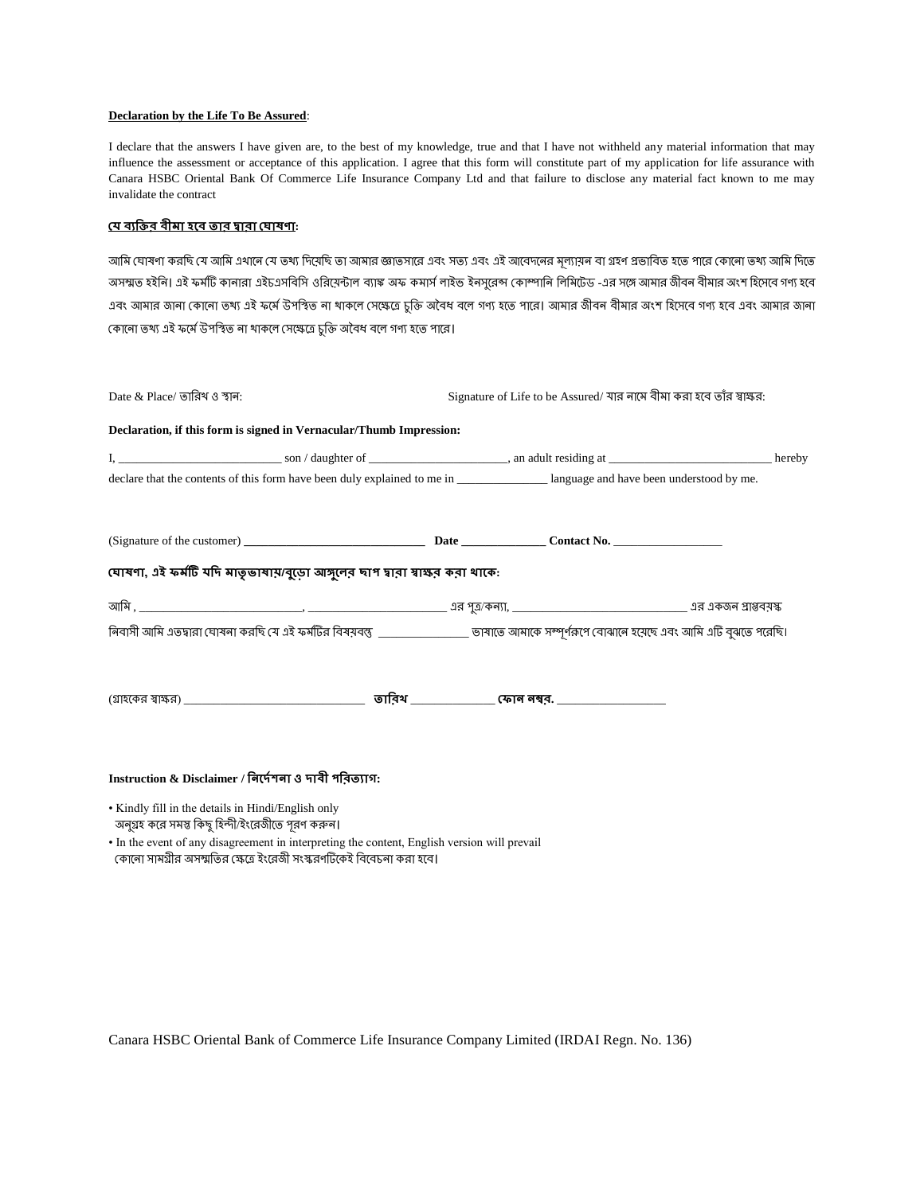**<u>Declaration by the Life To Be Assured</u>**:

I declare that the answers I have given are, to the best of my knowledge, true and that I have not withheld any material information that may influence the assessment or acceptance of this application. I agree that this form will constitute part of my application for life assurance with Canara HSBC Oriental Bank Of Commerce Life Insurance Company Ltd and that failure to disclose any material fact known to me may invalidate the contract

**<u>যে ব্যক্তির বীমা হবে তার দ্বারা ঘোষণা</u>:**

আমি ঘোষণা করছি যে আমি এখানে যে তথ্য দিয়েছি তা আমার জ্ঞাতসারে এবং সত্য এবং এই আবেদনের মূল্যায়ন বা গ্রহণ প্রভাবিত হতে পারে কোনো তথ্য আমি দিতে অসম্মত হইনি। এই ফর্মটি কানারা এইচএসবিসি ওরিয়েন্টাল ব্যাঙ্ক অফ কমার্স লাইভ ইনসুরেন্স কোম্পানি লিমিটেড -এর সঙ্গে আমার জীবন বীমার অংশ হিসেবে গণ্য হবে এবং আমার জানা কোনো তথ্য এই ফর্মে উপস্থিত না থাকলে সেক্ষেত্রে চুক্তি অবৈধ বলে গণ্য হতে পারে। আমার জীবন বীমার অংশ হিসেবে গণ্য হবে এবং আমার জানা কোনো তথ্য এই ফর্মে উপস্থিত না থাকলে সেক্ষেত্রে চুক্তি অবৈধ বলে গণ্য হতে পারে।

Date & Place/ তারিখ ও স্থান:

Signature of Life to be Assured/ যার নামে বীমা করা হবে তাঁর স্বাক্ষর:

**Declaration, if this form is signed in Vernacular/Thumb Impression:**

I, __________________________ son / daughter of ______________________, an adult residing at ___________________________ hereby declare that the contents of this form have been duly explained to me in _______________ language and have been understood by me.

(Signature of the customer) ______________________________ **Date** ______________ **Contact No.** __________________

**ঘোষণা, এই ফর্মটি যদি মাতৃভাষায়/বুড়ো আঙ্গুলের ছাপ দ্বারা স্বাক্ষর করা থাকে:**

আমি , ____________________________, ______________________ এর পুত্র/কন্যা, _____________________________ এর একজন প্রাপ্তবয়স্ক নিবাসী আমি এতদ্বারা ঘোষনা করছি যে এই ফর্মটির বিষয়বস্তু _______________ ভাষাতে আমাকে সম্পূর্ণরূপে বোঝানো হয়েছে এবং আমি এটি বুঝতে পেরেছি।

(গ্রাহকের স্বাক্ষর) _____________________________ **তারিখ** _____________ **ফোন নম্বর.** _________________

**Instruction & Disclaimer / নির্দেশনা ও দাবী পরিত্যাগ:**

- Kindly fill in the details in Hindi/English only
  অনুগ্রহ করে সমস্ত কিছু হিন্দী/ইংরেজীতে পূরণ করুন।
- In the event of any disagreement in interpreting the content, English version will prevail
  কোনো সামগ্রীর অসম্মতির ক্ষেত্রে ইংরেজী সংস্করণটিকেই বিবেচনা করা হবে।

Canara HSBC Oriental Bank of Commerce Life Insurance Company Limited (IRDAI Regn. No. 136)